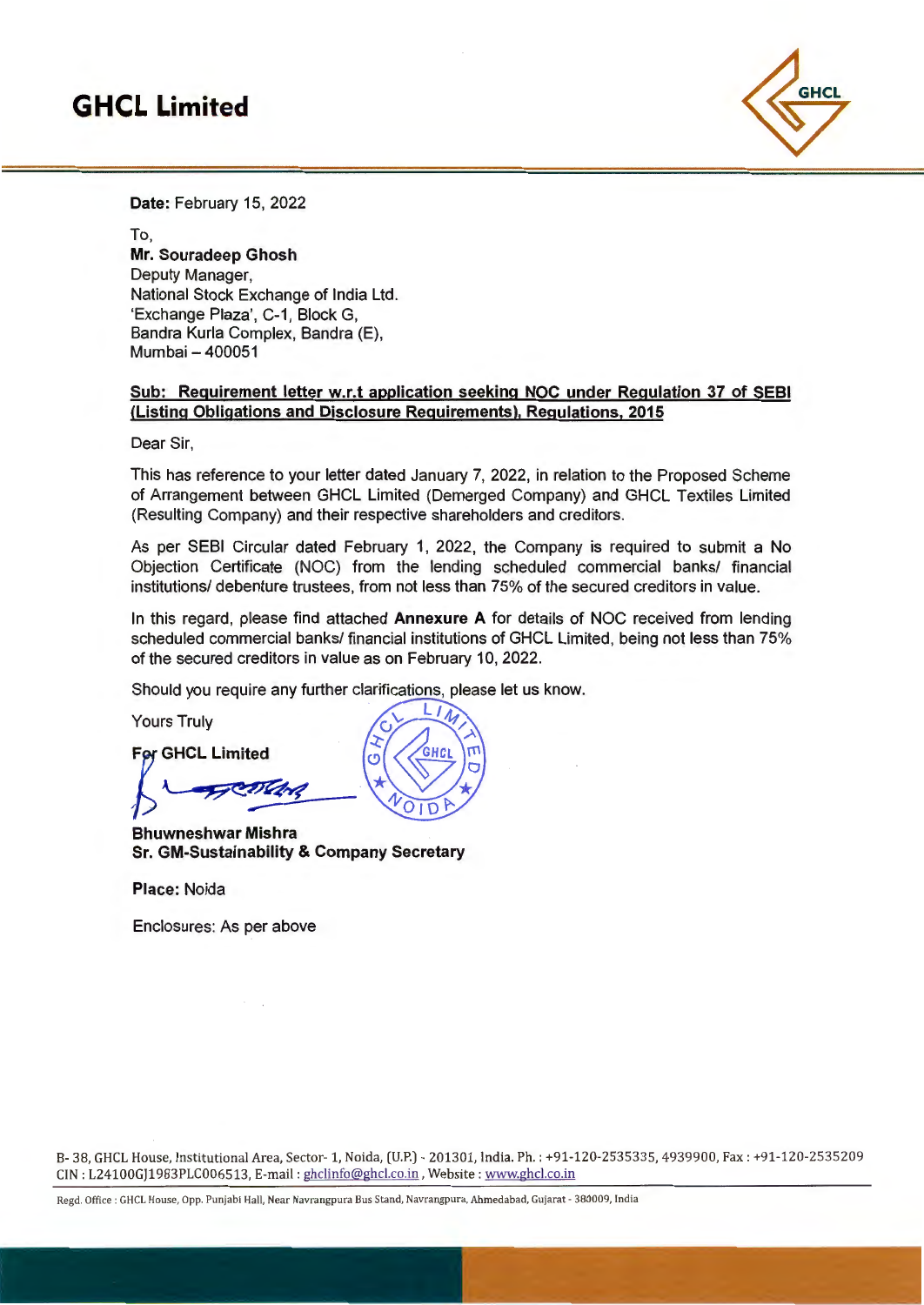# GHCL Limited

**Date:** February 15, 2022

To,
**Mr. Souradeep Ghosh**
Deputy Manager,
National Stock Exchange of India Ltd.
'Exchange Plaza', C-1, Block G,
Bandra Kurla Complex, Bandra (E),
Mumbai – 400051

**<u>Sub: Requirement letter w.r.t application seeking NOC under Regulation 37 of SEBI (Listing Obligations and Disclosure Requirements), Regulations, 2015</u>**

Dear Sir,

This has reference to your letter dated January 7, 2022, in relation to the Proposed Scheme of Arrangement between GHCL Limited (Demerged Company) and GHCL Textiles Limited (Resulting Company) and their respective shareholders and creditors.

As per SEBI Circular dated February 1, 2022, the Company is required to submit a No Objection Certificate (NOC) from the lending scheduled commercial banks/ financial institutions/ debenture trustees, from not less than 75% of the secured creditors in value.

In this regard, please find attached **Annexure A** for details of NOC received from lending scheduled commercial banks/ financial institutions of GHCL Limited, being not less than 75% of the secured creditors in value as on February 10, 2022.

Should you require any further clarifications, please let us know.

Yours Truly

**For GHCL Limited**

**Bhuwneshwar Mishra**
**Sr. GM-Sustainability & Company Secretary**

**Place:** Noida

Enclosures: As per above

B- 38, GHCL House, Institutional Area, Sector- 1, Noida, (U.P.) - 201301, India. Ph.: +91-120-2535335, 4939900, Fax: +91-120-2535209
CIN : L24100GJ1983PLC006513, E-mail : ghclinfo@ghcl.co.in , Website : www.ghcl.co.in

Regd. Office : GHCL House, Opp. Punjabi Hall, Near Navrangpura Bus Stand, Navrangpura, Ahmedabad, Gujarat - 380009, India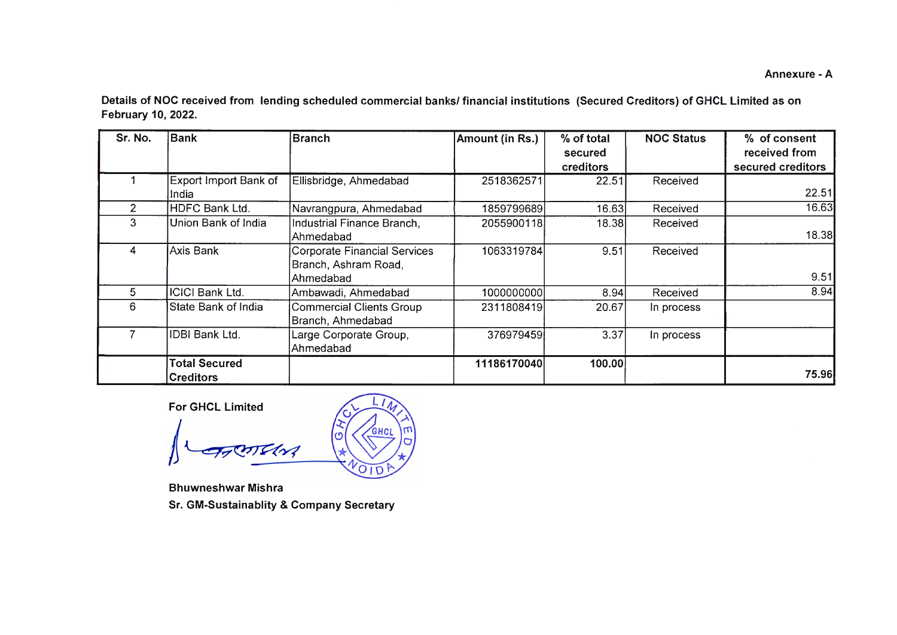Annexure - A

**Details of NOC received from lending scheduled commercial banks/ financial institutions (Secured Creditors) of GHCL Limited as on February 10, 2022.**

| Sr. No. | Bank | Branch | Amount (in Rs.) | % of total secured creditors | NOC Status | % of consent received from secured creditors |
|---|---|---|---|---|---|---|
| 1 | Export Import Bank of India | Ellisbridge, Ahmedabad | 2518362571 | 22.51 | Received | 22.51 |
| 2 | HDFC Bank Ltd. | Navrangpura, Ahmedabad | 1859799689 | 16.63 | Received | 16.63 |
| 3 | Union Bank of India | Industrial Finance Branch, Ahmedabad | 2055900118 | 18.38 | Received | 18.38 |
| 4 | Axis Bank | Corporate Financial Services Branch, Ashram Road, Ahmedabad | 1063319784 | 9.51 | Received | 9.51 |
| 5 | ICICI Bank Ltd. | Ambawadi, Ahmedabad | 1000000000 | 8.94 | Received | 8.94 |
| 6 | State Bank of India | Commercial Clients Group Branch, Ahmedabad | 2311808419 | 20.67 | In process | |
| 7 | IDBI Bank Ltd. | Large Corporate Group, Ahmedabad | 376979459 | 3.37 | In process | |
| | **Total Secured Creditors** | | **11186170040** | **100.00** | | **75.96** |

**For GHCL Limited**

**Bhuwneshwar Mishra**
**Sr. GM-Sustainablity & Company Secretary**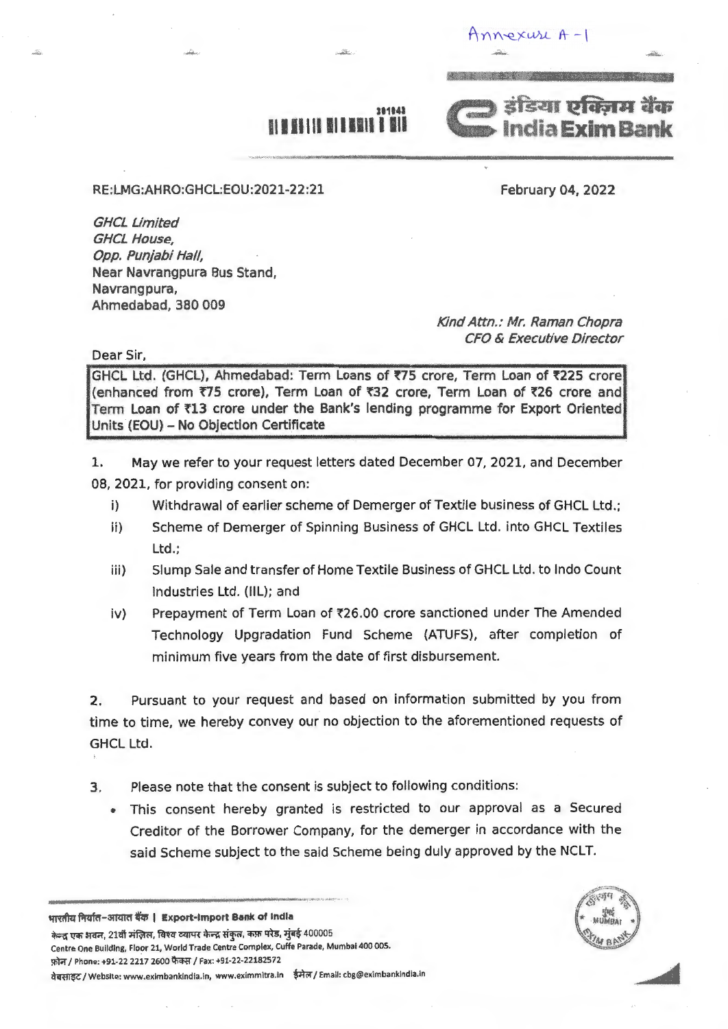Annexure A - I

RE:LMG:AHRO:GHCL:EOU:2021-22:21

February 04, 2022

*GHCL Limited*
*GHCL House,*
*Opp. Punjabi Hall,*
Near Navrangpura Bus Stand,
Navrangpura,
Ahmedabad, 380 009

*Kind Attn.: Mr. Raman Chopra*
*CFO & Executive Director*

Dear Sir,

**GHCL Ltd. (GHCL), Ahmedabad: Term Loans of ₹75 crore, Term Loan of ₹225 crore (enhanced from ₹75 crore), Term Loan of ₹32 crore, Term Loan of ₹26 crore and Term Loan of ₹13 crore under the Bank's lending programme for Export Oriented Units (EOU) – No Objection Certificate**

1. May we refer to your request letters dated December 07, 2021, and December 08, 2021, for providing consent on:
   i) Withdrawal of earlier scheme of Demerger of Textile business of GHCL Ltd.;
   ii) Scheme of Demerger of Spinning Business of GHCL Ltd. into GHCL Textiles Ltd.;
   iii) Slump Sale and transfer of Home Textile Business of GHCL Ltd. to Indo Count Industries Ltd. (IIL); and
   iv) Prepayment of Term Loan of ₹26.00 crore sanctioned under The Amended Technology Upgradation Fund Scheme (ATUFS), after completion of minimum five years from the date of first disbursement.

2. Pursuant to your request and based on information submitted by you from time to time, we hereby convey our no objection to the aforementioned requests of GHCL Ltd.

3. Please note that the consent is subject to following conditions:
   - This consent hereby granted is restricted to our approval as a Secured Creditor of the Borrower Company, for the demerger in accordance with the said Scheme subject to the said Scheme being duly approved by the NCLT.

भारतीय निर्यात-आयात बैंक | Export-Import Bank of India
केन्द्र एक भवन, 21वीं मंज़िल, विश्व व्यापार केन्द्र संकुल, कफ़ परेड, मुंबई 400005
Centre One Building, Floor 21, World Trade Centre Complex, Cuffe Parade, Mumbai 400 005.
फ़ोन / Phone: +91-22 2217 2600 फैक्स / Fax: +91-22-22182572
वेबसाइट / Website: www.eximbankindia.in, www.eximmitra.in ईमेल / Email: cbg@eximbankindia.in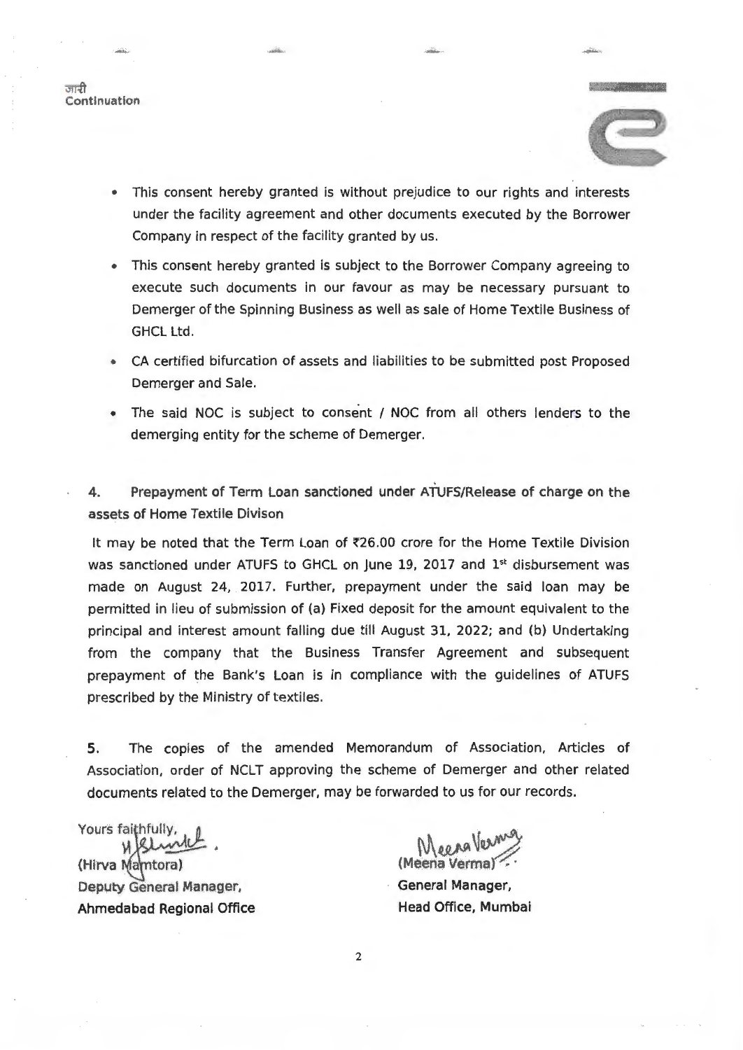जारी
Continuation

- This consent hereby granted is without prejudice to our rights and interests under the facility agreement and other documents executed by the Borrower Company in respect of the facility granted by us.
- This consent hereby granted is subject to the Borrower Company agreeing to execute such documents in our favour as may be necessary pursuant to Demerger of the Spinning Business as well as sale of Home Textile Business of GHCL Ltd.
- CA certified bifurcation of assets and liabilities to be submitted post Proposed Demerger and Sale.
- The said NOC is subject to consent / NOC from all others lenders to the demerging entity for the scheme of Demerger.

**4. Prepayment of Term Loan sanctioned under ATUFS/Release of charge on the assets of Home Textile Divison**

It may be noted that the Term Loan of ₹26.00 crore for the Home Textile Division was sanctioned under ATUFS to GHCL on June 19, 2017 and 1st disbursement was made on August 24, 2017. Further, prepayment under the said loan may be permitted in lieu of submission of (a) Fixed deposit for the amount equivalent to the principal and interest amount falling due till August 31, 2022; and (b) Undertaking from the company that the Business Transfer Agreement and subsequent prepayment of the Bank's Loan is in compliance with the guidelines of ATUFS prescribed by the Ministry of textiles.

**5.** The copies of the amended Memorandum of Association, Articles of Association, order of NCLT approving the scheme of Demerger and other related documents related to the Demerger, may be forwarded to us for our records.

Yours faithfully,

(Hirva Mamtora)
**Deputy General Manager,**
**Ahmedabad Regional Office**

(Meena Verma)
**General Manager,**
**Head Office, Mumbai**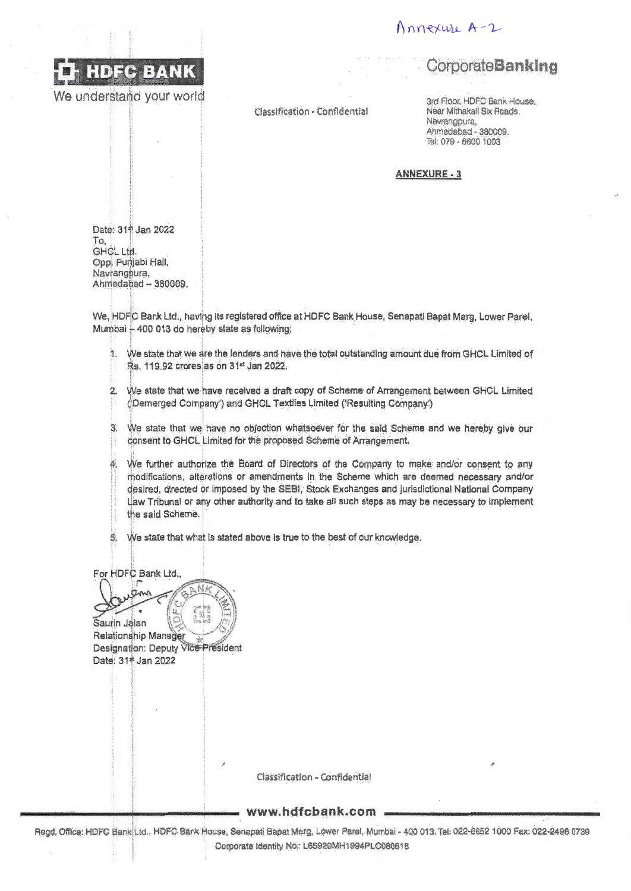Annexure A-2

**HDFC BANK**

We understand your world

Classification - Confidential

**CorporateBanking**

3rd Floor, HDFC Bank House,
Near Mithakali Six Roads,
Navrangpura,
Ahmedabad - 380009.
Tel: 079 - 6600 1003

**ANNEXURE - 3**

Date: 31st Jan 2022
To,
GHCL Ltd.
Opp. Punjabi Hall,
Navrangpura,
Ahmedabad – 380009.

We, HDFC Bank Ltd., having its registered office at HDFC Bank House, Senapati Bapat Marg, Lower Parel, Mumbai – 400 013 do hereby state as following:

1. We state that we are the lenders and have the total outstanding amount due from GHCL Limited of Rs. 119.92 crores as on 31st Jan 2022.
2. We state that we have received a draft copy of Scheme of Arrangement between GHCL Limited ('Demerged Company') and GHCL Textiles Limited ('Resulting Company')
3. We state that we have no objection whatsoever for the said Scheme and we hereby give our consent to GHCL Limited for the proposed Scheme of Arrangement.
4. We further authorize the Board of Directors of the Company to make and/or consent to any modifications, alterations or amendments in the Scheme which are deemed necessary and/or desired, directed or imposed by the SEBI, Stock Exchanges and jurisdictional National Company Law Tribunal or any other authority and to take all such steps as may be necessary to implement the said Scheme.
5. We state that what is stated above is true to the best of our knowledge.

For HDFC Bank Ltd.,

Saurin Jalan
Relationship Manager
Designation: Deputy Vice President
Date: 31st Jan 2022

Classification - Confidential

www.hdfcbank.com

Regd. Office: HDFC Bank Ltd., HDFC Bank House, Senapati Bapat Marg, Lower Parel, Mumbai - 400 013. Tel: 022-6652 1000 Fax: 022-2496 0739
Corporate Identity No.: L65920MH1994PLC080618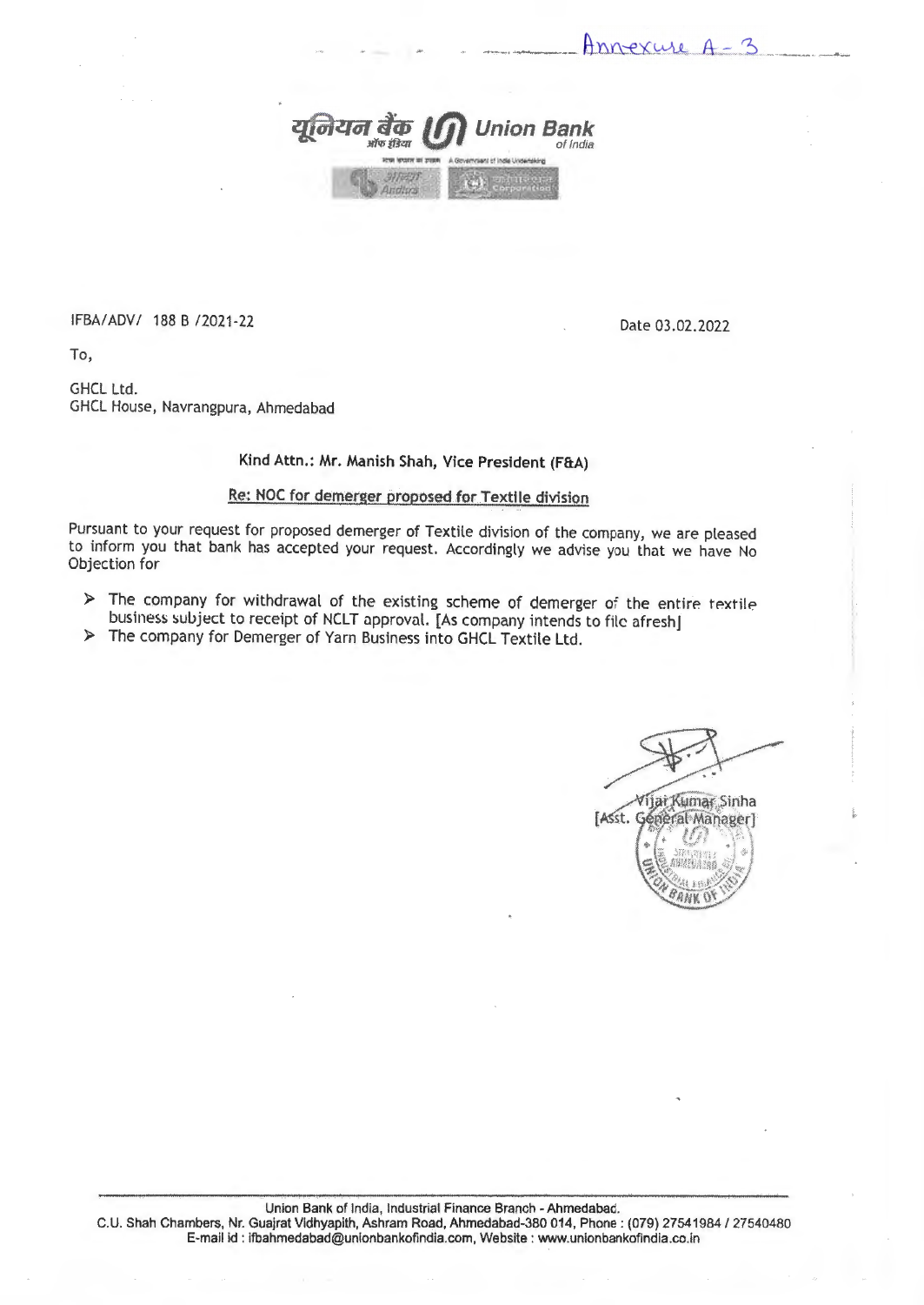Annexure A-3

यूनियन बैंक ऑफ इंडिया Union Bank of India

IFBA/ADV/ 188 B /2021-22

Date 03.02.2022

To,

GHCL Ltd.
GHCL House, Navrangpura, Ahmedabad

**Kind Attn.: Mr. Manish Shah, Vice President (F&A)**

**Re: NOC for demerger proposed for Textile division**

Pursuant to your request for proposed demerger of Textile division of the company, we are pleased to inform you that bank has accepted your request. Accordingly we advise you that we have No Objection for

- The company for withdrawal of the existing scheme of demerger of the entire textile business subject to receipt of NCLT approval. [As company intends to file afresh]
- The company for Demerger of Yarn Business into GHCL Textile Ltd.

Vijai Kumar Sinha
[Asst. General Manager]

Union Bank of India, Industrial Finance Branch - Ahmedabad.
C.U. Shah Chambers, Nr. Guajrat Vidhyapith, Ashram Road, Ahmedabad-380 014, Phone : (079) 27541984 / 27540480
E-mail id : ifbahmedabad@unionbankofindia.com, Website : www.unionbankofindia.co.in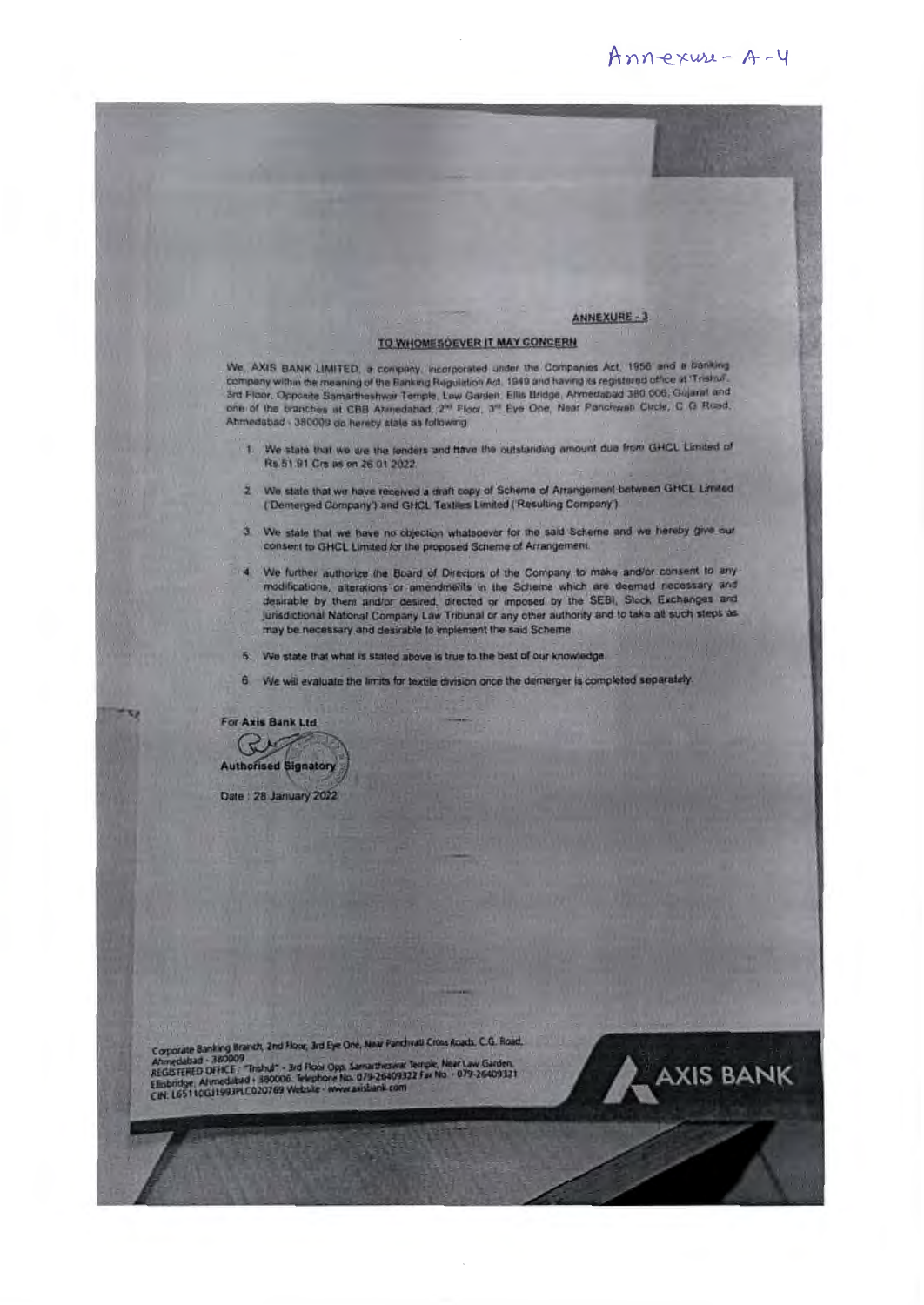Annexure - A - 4

**ANNEXURE - 3**

**TO WHOMESOEVER IT MAY CONCERN**

We, AXIS BANK LIMITED, a company, incorporated under the Companies Act, 1956 and a banking company within the meaning of the Banking Regulation Act, 1949 and having its registered office at 'Trishul', 3rd Floor, Opposite Samartheshwar Temple, Law Garden, Ellis Bridge, Ahmedabad 380 006, Gujarat and one of the branches at CBB Ahmedabad, 2nd Floor, 3rd Eye One, Near Panchwati Circle, C G Road, Ahmedabad - 380009 do hereby state as following:

1. We state that we are the lenders and have the outstanding amount due from GHCL Limited of Rs 51.91 Crs as on 26.01.2022.
2. We state that we have received a draft copy of Scheme of Arrangement between GHCL Limited ('Demerged Company') and GHCL Textiles Limited ('Resulting Company').
3. We state that we have no objection whatsoever for the said Scheme and we hereby give our consent to GHCL Limited for the proposed Scheme of Arrangement.
4. We further authorize the Board of Directors of the Company to make and/or consent to any modifications, alterations or amendments in the Scheme which are deemed necessary and desirable by them and/or desired, directed or imposed by the SEBI, Stock Exchanges and jurisdictional National Company Law Tribunal or any other authority and to take all such steps as may be necessary and desirable to implement the said Scheme.
5. We state that what is stated above is true to the best of our knowledge.
6. We will evaluate the limits for textile division once the demerger is completed separately.

For **Axis Bank Ltd**

**Authorised Signatory**

Date : 28 January 2022

Corporate Banking Branch, 2nd Floor, 3rd Eye One, Near Panchvati Cross Roads, C.G. Road, Ahmedabad - 380009
REGISTERED OFFICE : "Trishul" - 3rd Floor Opp. Samartheswar Temple, Near Law Garden, Ellisbridge, Ahmedabad - 380006. Telephone No. 079-26409322 Fax No. - 079-26409321
CIN: L65110GJ1993PLC020769 Website - www.axisbank.com

AXIS BANK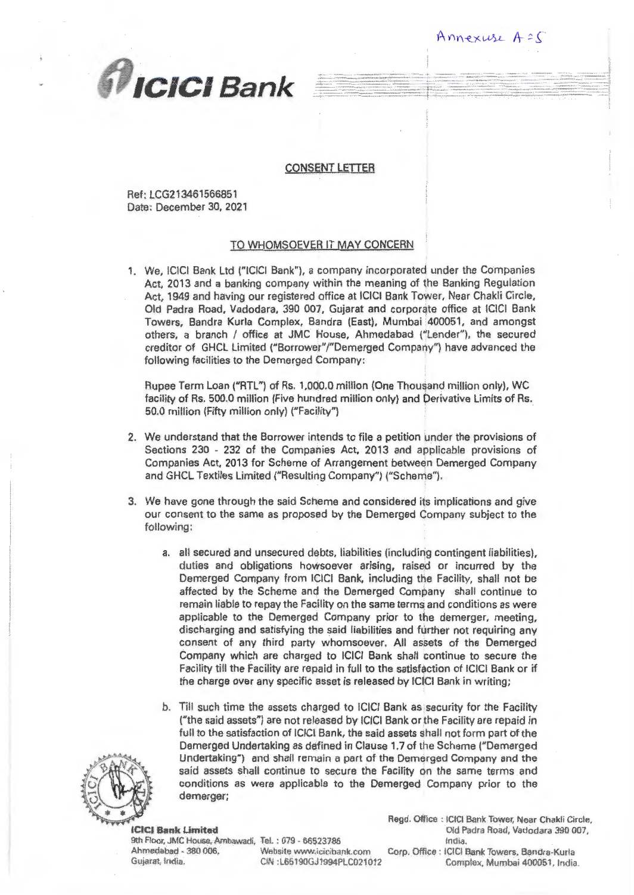Annexure A-5

**ICICI Bank**

## CONSENT LETTER

Ref: LCG213461566851
Date: December 30, 2021

### TO WHOMSOEVER IT MAY CONCERN

1. We, ICICI Bank Ltd ("ICICI Bank"), a company incorporated under the Companies Act, 2013 and a banking company within the meaning of the Banking Regulation Act, 1949 and having our registered office at ICICI Bank Tower, Near Chakli Circle, Old Padra Road, Vadodara, 390 007, Gujarat and corporate office at ICICI Bank Towers, Bandra Kurla Complex, Bandra (East), Mumbai 400051, and amongst others, a branch / office at JMC House, Ahmedabad ("Lender"), the secured creditor of GHCL Limited ("Borrower"/"Demerged Company") have advanced the following facilities to the Demerged Company:

   Rupee Term Loan ("RTL") of Rs. 1,000.0 million (One Thousand million only), WC facility of Rs. 500.0 million (Five hundred million only) and Derivative Limits of Rs. 50.0 million (Fifty million only) ("Facility")

2. We understand that the Borrower intends to file a petition under the provisions of Sections 230 - 232 of the Companies Act, 2013 and applicable provisions of Companies Act, 2013 for Scheme of Arrangement between Demerged Company and GHCL Textiles Limited ("Resulting Company") ("Scheme").

3. We have gone through the said Scheme and considered its implications and give our consent to the same as proposed by the Demerged Company subject to the following:

   a. all secured and unsecured debts, liabilities (including contingent liabilities), duties and obligations howsoever arising, raised or incurred by the Demerged Company from ICICI Bank, including the Facility, shall not be affected by the Scheme and the Demerged Company shall continue to remain liable to repay the Facility on the same terms and conditions as were applicable to the Demerged Company prior to the demerger, meeting, discharging and satisfying the said liabilities and further not requiring any consent of any third party whomsoever. All assets of the Demerged Company which are charged to ICICI Bank shall continue to secure the Facility till the Facility are repaid in full to the satisfaction of ICICI Bank or if the charge over any specific asset is released by ICICI Bank in writing;

   b. Till such time the assets charged to ICICI Bank as security for the Facility ("the said assets") are not released by ICICI Bank or the Facility are repaid in full to the satisfaction of ICICI Bank, the said assets shall not form part of the Demerged Undertaking as defined in Clause 1.7 of the Scheme ("Demerged Undertaking") and shall remain a part of the Demerged Company and the said assets shall continue to secure the Facility on the same terms and conditions as were applicable to the Demerged Company prior to the demerger;

**ICICI Bank Limited**
9th Floor, JMC House, Ambawadi, Ahmedabad - 380 006, Gujarat, India.
Tel.: 079 - 66523786
Website www.icicibank.com
CIN :L65190GJ1994PLC021012
Regd. Office : ICICI Bank Tower, Near Chakli Circle, Old Padra Road, Vadodara 390 007, India.
Corp. Office : ICICI Bank Towers, Bandra-Kurla Complex, Mumbai 400051, India.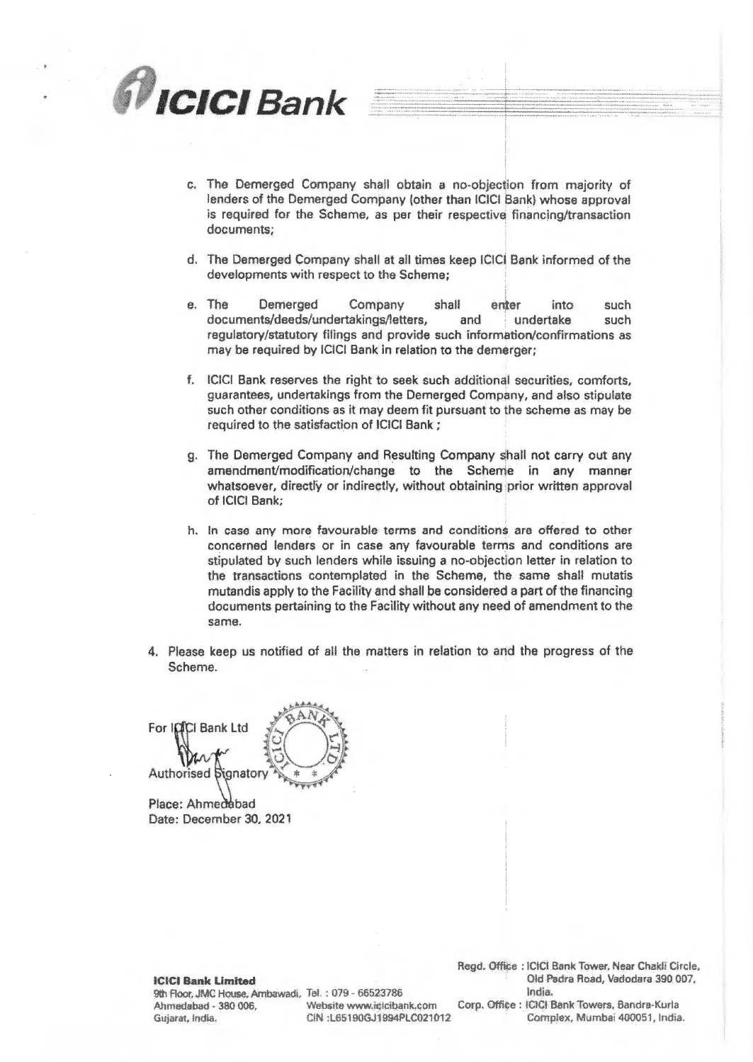c. The Demerged Company shall obtain a no-objection from majority of lenders of the Demerged Company (other than ICICI Bank) whose approval is required for the Scheme, as per their respective financing/transaction documents;

d. The Demerged Company shall at all times keep ICICI Bank informed of the developments with respect to the Scheme;

e. The Demerged Company shall enter into such documents/deeds/undertakings/letters, and undertake such regulatory/statutory filings and provide such information/confirmations as may be required by ICICI Bank in relation to the demerger;

f. ICICI Bank reserves the right to seek such additional securities, comforts, guarantees, undertakings from the Demerged Company, and also stipulate such other conditions as it may deem fit pursuant to the scheme as may be required to the satisfaction of ICICI Bank ;

g. The Demerged Company and Resulting Company shall not carry out any amendment/modification/change to the Scheme in any manner whatsoever, directly or indirectly, without obtaining prior written approval of ICICI Bank;

h. In case any more favourable terms and conditions are offered to other concerned lenders or in case any favourable terms and conditions are stipulated by such lenders while issuing a no-objection letter in relation to the transactions contemplated in the Scheme, the same shall mutatis mutandis apply to the Facility and shall be considered a part of the financing documents pertaining to the Facility without any need of amendment to the same.

4. Please keep us notified of all the matters in relation to and the progress of the Scheme.

For ICICI Bank Ltd

Authorised Signatory

Place: Ahmedabad
Date: December 30, 2021

**ICICI Bank Limited**
9th Floor, JMC House, Ambawadi, Ahmedabad - 380 006, Gujarat, India.
Tel. : 079 - 66523786
Website www.icicibank.com
CIN :L65190GJ1994PLC021012

Regd. Office : ICICI Bank Tower, Near Chakli Circle, Old Padra Road, Vadodara 390 007, India.
Corp. Office : ICICI Bank Towers, Bandra-Kurla Complex, Mumbai 400051, India.